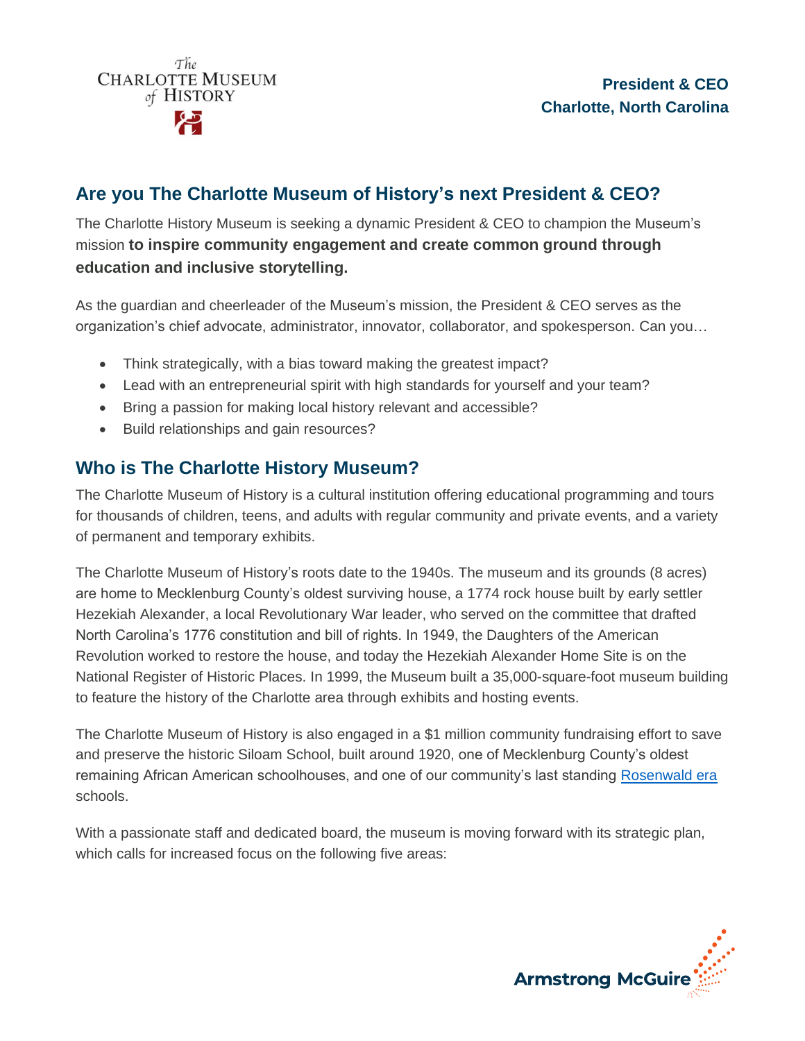The Charlotte Museum of History

**President & CEO**
**Charlotte, North Carolina**

## Are you The Charlotte Museum of History's next President & CEO?

The Charlotte History Museum is seeking a dynamic President & CEO to champion the Museum's mission **to inspire community engagement and create common ground through education and inclusive storytelling.**

As the guardian and cheerleader of the Museum's mission, the President & CEO serves as the organization's chief advocate, administrator, innovator, collaborator, and spokesperson. Can you…

- Think strategically, with a bias toward making the greatest impact?
- Lead with an entrepreneurial spirit with high standards for yourself and your team?
- Bring a passion for making local history relevant and accessible?
- Build relationships and gain resources?

## Who is The Charlotte History Museum?

The Charlotte Museum of History is a cultural institution offering educational programming and tours for thousands of children, teens, and adults with regular community and private events, and a variety of permanent and temporary exhibits.

The Charlotte Museum of History's roots date to the 1940s. The museum and its grounds (8 acres) are home to Mecklenburg County's oldest surviving house, a 1774 rock house built by early settler Hezekiah Alexander, a local Revolutionary War leader, who served on the committee that drafted North Carolina's 1776 constitution and bill of rights. In 1949, the Daughters of the American Revolution worked to restore the house, and today the Hezekiah Alexander Home Site is on the National Register of Historic Places. In 1999, the Museum built a 35,000-square-foot museum building to feature the history of the Charlotte area through exhibits and hosting events.

The Charlotte Museum of History is also engaged in a $1 million community fundraising effort to save and preserve the historic Siloam School, built around 1920, one of Mecklenburg County's oldest remaining African American schoolhouses, and one of our community's last standing Rosenwald era schools.

With a passionate staff and dedicated board, the museum is moving forward with its strategic plan, which calls for increased focus on the following five areas: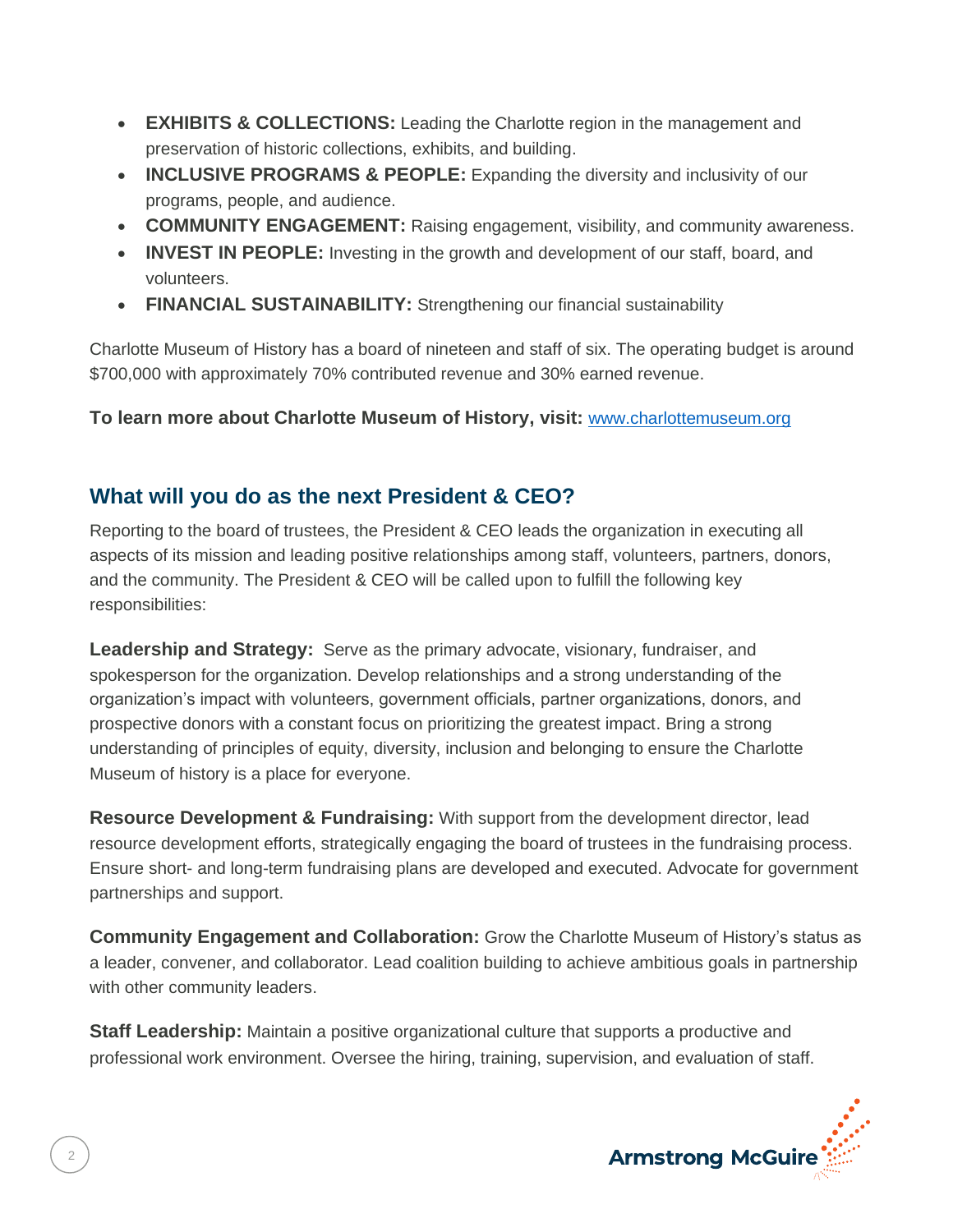- **EXHIBITS & COLLECTIONS:** Leading the Charlotte region in the management and preservation of historic collections, exhibits, and building.
- **INCLUSIVE PROGRAMS & PEOPLE:** Expanding the diversity and inclusivity of our programs, people, and audience.
- **COMMUNITY ENGAGEMENT:** Raising engagement, visibility, and community awareness.
- **INVEST IN PEOPLE:** Investing in the growth and development of our staff, board, and volunteers.
- **FINANCIAL SUSTAINABILITY:** Strengthening our financial sustainability

Charlotte Museum of History has a board of nineteen and staff of six. The operating budget is around $700,000 with approximately 70% contributed revenue and 30% earned revenue.

**To learn more about Charlotte Museum of History, visit:** www.charlottemuseum.org

## What will you do as the next President & CEO?

Reporting to the board of trustees, the President & CEO leads the organization in executing all aspects of its mission and leading positive relationships among staff, volunteers, partners, donors, and the community. The President & CEO will be called upon to fulfill the following key responsibilities:

**Leadership and Strategy:** Serve as the primary advocate, visionary, fundraiser, and spokesperson for the organization. Develop relationships and a strong understanding of the organization's impact with volunteers, government officials, partner organizations, donors, and prospective donors with a constant focus on prioritizing the greatest impact. Bring a strong understanding of principles of equity, diversity, inclusion and belonging to ensure the Charlotte Museum of history is a place for everyone.

**Resource Development & Fundraising:** With support from the development director, lead resource development efforts, strategically engaging the board of trustees in the fundraising process. Ensure short- and long-term fundraising plans are developed and executed. Advocate for government partnerships and support.

**Community Engagement and Collaboration:** Grow the Charlotte Museum of History's status as a leader, convener, and collaborator. Lead coalition building to achieve ambitious goals in partnership with other community leaders.

**Staff Leadership:** Maintain a positive organizational culture that supports a productive and professional work environment. Oversee the hiring, training, supervision, and evaluation of staff.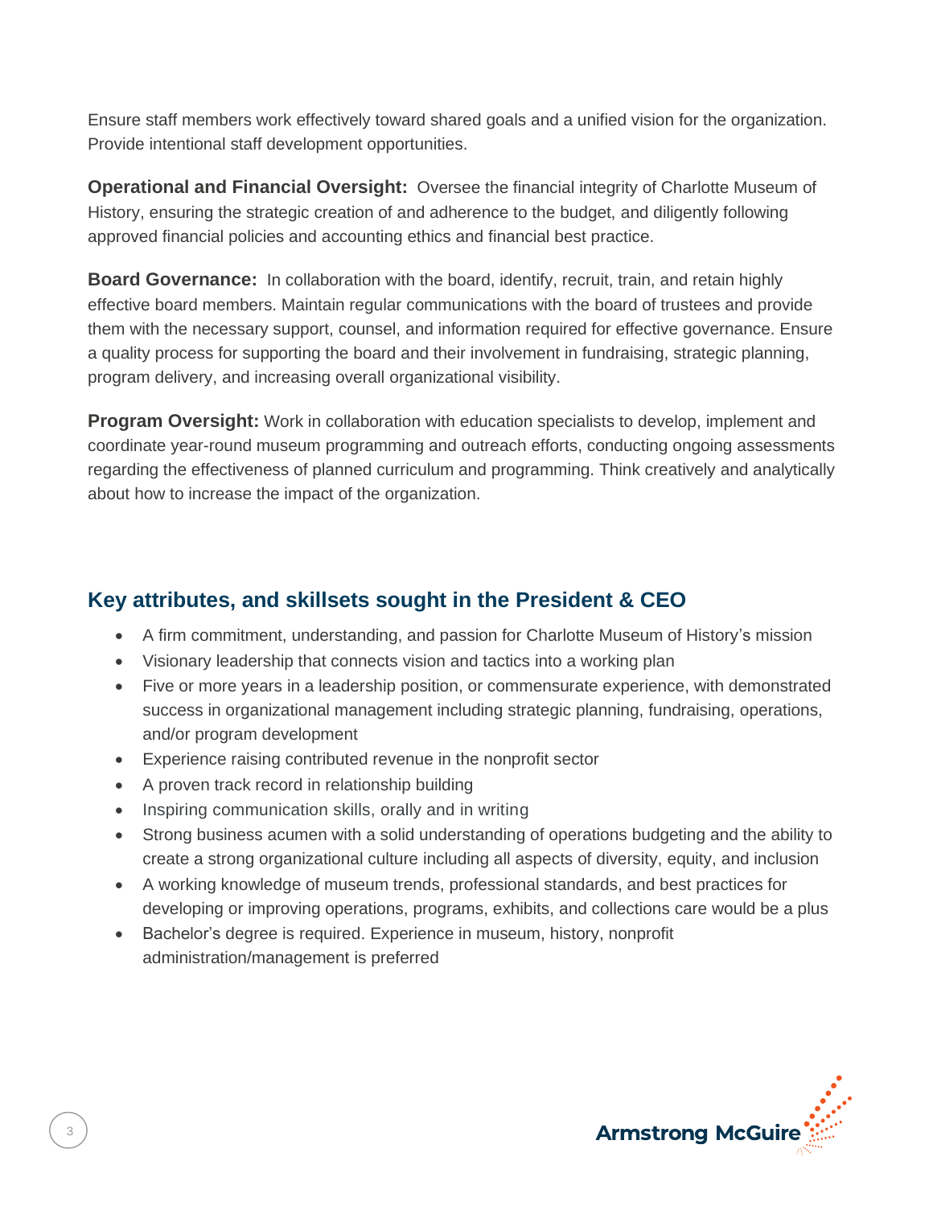Ensure staff members work effectively toward shared goals and a unified vision for the organization. Provide intentional staff development opportunities.

**Operational and Financial Oversight:** Oversee the financial integrity of Charlotte Museum of History, ensuring the strategic creation of and adherence to the budget, and diligently following approved financial policies and accounting ethics and financial best practice.

**Board Governance:** In collaboration with the board, identify, recruit, train, and retain highly effective board members. Maintain regular communications with the board of trustees and provide them with the necessary support, counsel, and information required for effective governance. Ensure a quality process for supporting the board and their involvement in fundraising, strategic planning, program delivery, and increasing overall organizational visibility.

**Program Oversight:** Work in collaboration with education specialists to develop, implement and coordinate year-round museum programming and outreach efforts, conducting ongoing assessments regarding the effectiveness of planned curriculum and programming. Think creatively and analytically about how to increase the impact of the organization.

## Key attributes, and skillsets sought in the President & CEO

- A firm commitment, understanding, and passion for Charlotte Museum of History's mission
- Visionary leadership that connects vision and tactics into a working plan
- Five or more years in a leadership position, or commensurate experience, with demonstrated success in organizational management including strategic planning, fundraising, operations, and/or program development
- Experience raising contributed revenue in the nonprofit sector
- A proven track record in relationship building
- Inspiring communication skills, orally and in writing
- Strong business acumen with a solid understanding of operations budgeting and the ability to create a strong organizational culture including all aspects of diversity, equity, and inclusion
- A working knowledge of museum trends, professional standards, and best practices for developing or improving operations, programs, exhibits, and collections care would be a plus
- Bachelor's degree is required. Experience in museum, history, nonprofit administration/management is preferred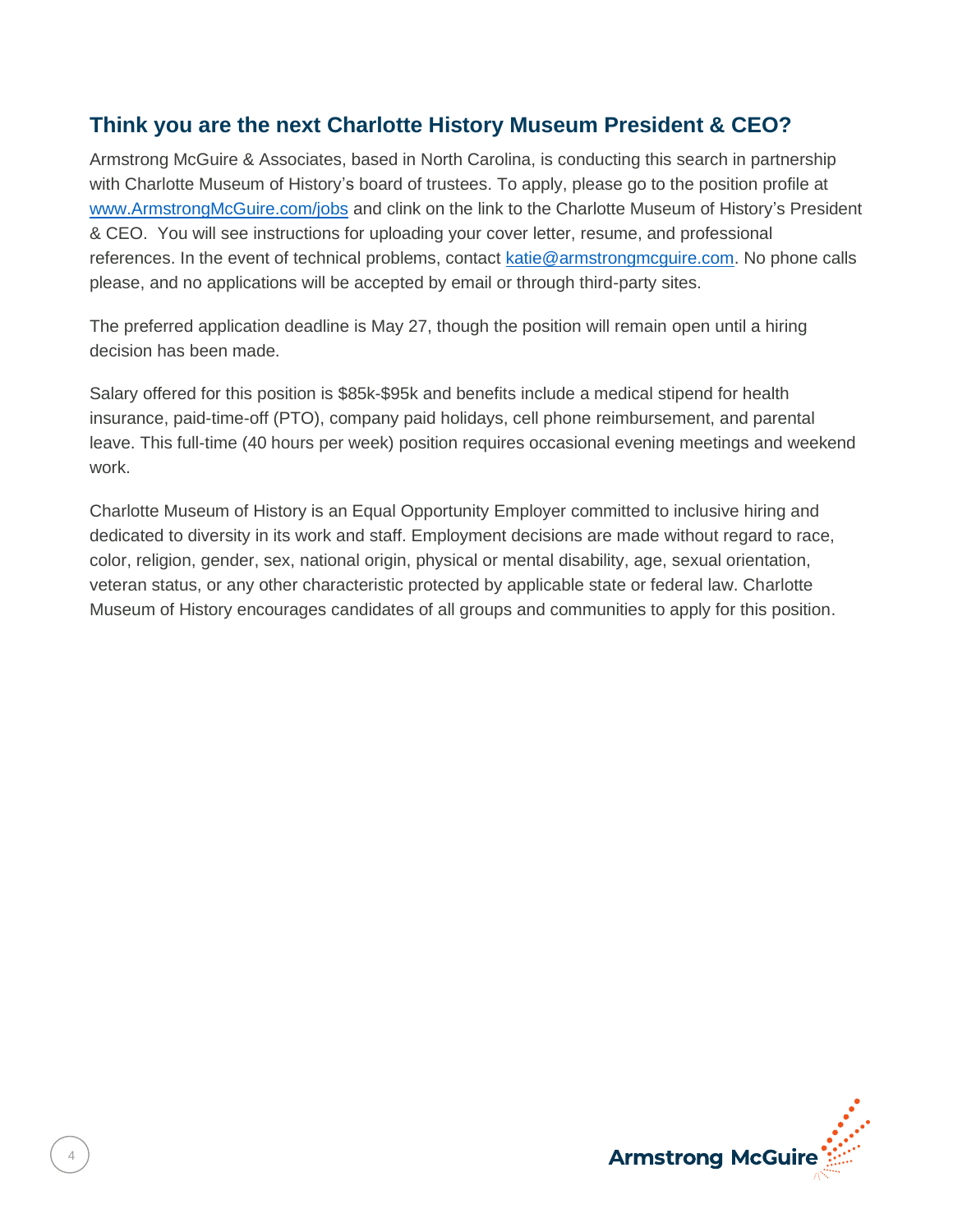## Think you are the next Charlotte History Museum President & CEO?

Armstrong McGuire & Associates, based in North Carolina, is conducting this search in partnership with Charlotte Museum of History's board of trustees. To apply, please go to the position profile at www.ArmstrongMcGuire.com/jobs and clink on the link to the Charlotte Museum of History's President & CEO. You will see instructions for uploading your cover letter, resume, and professional references. In the event of technical problems, contact katie@armstrongmcguire.com. No phone calls please, and no applications will be accepted by email or through third-party sites.

The preferred application deadline is May 27, though the position will remain open until a hiring decision has been made.

Salary offered for this position is $85k-$95k and benefits include a medical stipend for health insurance, paid-time-off (PTO), company paid holidays, cell phone reimbursement, and parental leave. This full-time (40 hours per week) position requires occasional evening meetings and weekend work.

Charlotte Museum of History is an Equal Opportunity Employer committed to inclusive hiring and dedicated to diversity in its work and staff. Employment decisions are made without regard to race, color, religion, gender, sex, national origin, physical or mental disability, age, sexual orientation, veteran status, or any other characteristic protected by applicable state or federal law. Charlotte Museum of History encourages candidates of all groups and communities to apply for this position.